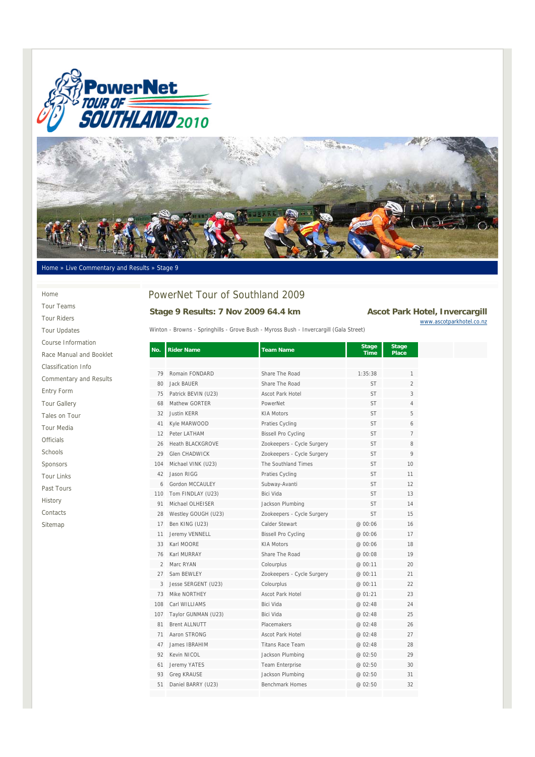Home » Live Commentary and Results » Stage 9

- Home
- Tour Teams
- Tour Riders
- Tour Updates
- Course Information
- Race Manual and Booklet
- Classification Info
- Commentary and Results
- Entry Form
- Tour Gallery
- Tales on Tour
- Tour Media
- Officials
- Schools
- Sponsors
- Tour Links
- Past Tours
- History
- Contacts
- Sitemap

# PowerNet Tour of Southland 2009

## Stage 9 Results: 7 Nov 2009 64.4 km

**Ascot Park Hotel, Invercargill**
www.ascotparkhotel.co.nz

Winton - Browns - Springhills - Grove Bush - Myross Bush - Invercargill (Gala Street)

| No. | Rider Name | Team Name | Stage Time | Stage Place |
|---|---|---|---|---|
| 79 | Romain FONDARD | Share The Road | 1:35:38 | 1 |
| 80 | Jack BAUER | Share The Road | ST | 2 |
| 75 | Patrick BEVIN (U23) | Ascot Park Hotel | ST | 3 |
| 68 | Mathew GORTER | PowerNet | ST | 4 |
| 32 | Justin KERR | KIA Motors | ST | 5 |
| 41 | Kyle MARWOOD | Praties Cycling | ST | 6 |
| 12 | Peter LATHAM | Bissell Pro Cycling | ST | 7 |
| 26 | Heath BLACKGROVE | Zookeepers - Cycle Surgery | ST | 8 |
| 29 | Glen CHADWICK | Zookeepers - Cycle Surgery | ST | 9 |
| 104 | Michael VINK (U23) | The Southland Times | ST | 10 |
| 42 | Jason RIGG | Praties Cycling | ST | 11 |
| 6 | Gordon MCCAULEY | Subway-Avanti | ST | 12 |
| 110 | Tom FINDLAY (U23) | Bici Vida | ST | 13 |
| 91 | Michael OLHEISER | Jackson Plumbing | ST | 14 |
| 28 | Westley GOUGH (U23) | Zookeepers - Cycle Surgery | ST | 15 |
| 17 | Ben KING (U23) | Calder Stewart | @ 00:06 | 16 |
| 11 | Jeremy VENNELL | Bissell Pro Cycling | @ 00:06 | 17 |
| 33 | Karl MOORE | KIA Motors | @ 00:06 | 18 |
| 76 | Karl MURRAY | Share The Road | @ 00:08 | 19 |
| 2 | Marc RYAN | Colourplus | @ 00:11 | 20 |
| 27 | Sam BEWLEY | Zookeepers - Cycle Surgery | @ 00:11 | 21 |
| 3 | Jesse SERGENT (U23) | Colourplus | @ 00:11 | 22 |
| 73 | Mike NORTHEY | Ascot Park Hotel | @ 01:21 | 23 |
| 108 | Carl WILLIAMS | Bici Vida | @ 02:48 | 24 |
| 107 | Taylor GUNMAN (U23) | Bici Vida | @ 02:48 | 25 |
| 81 | Brent ALLNUTT | Placemakers | @ 02:48 | 26 |
| 71 | Aaron STRONG | Ascot Park Hotel | @ 02:48 | 27 |
| 47 | James IBRAHIM | Titans Race Team | @ 02:48 | 28 |
| 92 | Kevin NICOL | Jackson Plumbing | @ 02:50 | 29 |
| 61 | Jeremy YATES | Team Enterprise | @ 02:50 | 30 |
| 93 | Greg KRAUSE | Jackson Plumbing | @ 02:50 | 31 |
| 51 | Daniel BARRY (U23) | Benchmark Homes | @ 02:50 | 32 |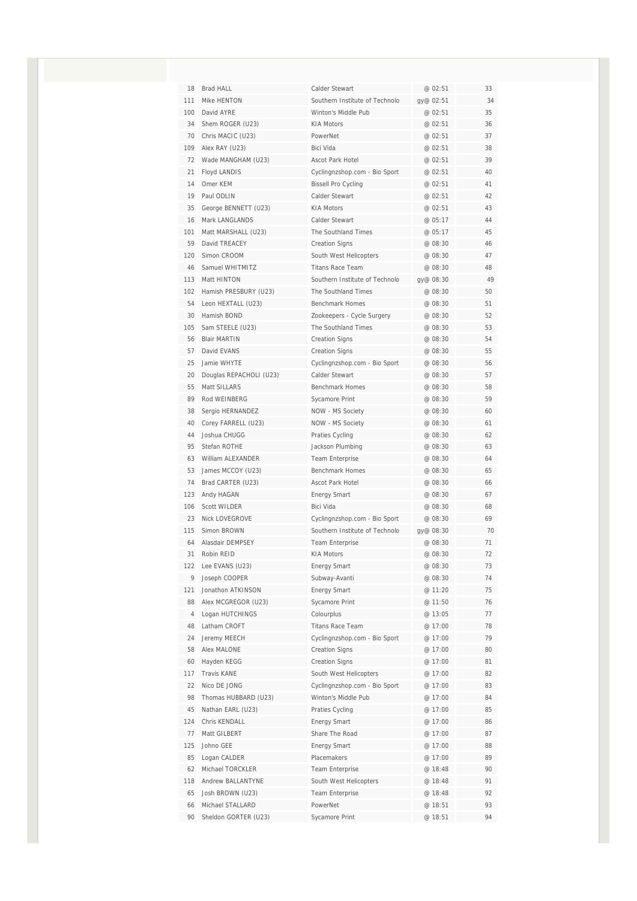| | | | | |
|---|---|---|---|---|
| 18 | Brad HALL | Calder Stewart | @ 02:51 | 33 |
| 111 | Mike HENTON | Southern Institute of Technolo | gy@ 02:51 | 34 |
| 100 | David AYRE | Winton's Middle Pub | @ 02:51 | 35 |
| 34 | Shem ROGER (U23) | KIA Motors | @ 02:51 | 36 |
| 70 | Chris MACIC (U23) | PowerNet | @ 02:51 | 37 |
| 109 | Alex RAY (U23) | Bici Vida | @ 02:51 | 38 |
| 72 | Wade MANGHAM (U23) | Ascot Park Hotel | @ 02:51 | 39 |
| 21 | Floyd LANDIS | Cyclingnzshop.com - Bio Sport | @ 02:51 | 40 |
| 14 | Omer KEM | Bissell Pro Cycling | @ 02:51 | 41 |
| 19 | Paul ODLIN | Calder Stewart | @ 02:51 | 42 |
| 35 | George BENNETT (U23) | KIA Motors | @ 02:51 | 43 |
| 16 | Mark LANGLANDS | Calder Stewart | @ 05:17 | 44 |
| 101 | Matt MARSHALL (U23) | The Southland Times | @ 05:17 | 45 |
| 59 | David TREACEY | Creation Signs | @ 08:30 | 46 |
| 120 | Simon CROOM | South West Helicopters | @ 08:30 | 47 |
| 46 | Samuel WHITMITZ | Titans Race Team | @ 08:30 | 48 |
| 113 | Matt HINTON | Southern Institute of Technolo | gy@ 08:30 | 49 |
| 102 | Hamish PRESBURY (U23) | The Southland Times | @ 08:30 | 50 |
| 54 | Leon HEXTALL (U23) | Benchmark Homes | @ 08:30 | 51 |
| 30 | Hamish BOND | Zookeepers - Cycle Surgery | @ 08:30 | 52 |
| 105 | Sam STEELE (U23) | The Southland Times | @ 08:30 | 53 |
| 56 | Blair MARTIN | Creation Signs | @ 08:30 | 54 |
| 57 | David EVANS | Creation Signs | @ 08:30 | 55 |
| 25 | Jamie WHYTE | Cyclingnzshop.com - Bio Sport | @ 08:30 | 56 |
| 20 | Douglas REPACHOLI (U23) | Calder Stewart | @ 08:30 | 57 |
| 55 | Matt SILLARS | Benchmark Homes | @ 08:30 | 58 |
| 89 | Rod WEINBERG | Sycamore Print | @ 08:30 | 59 |
| 38 | Sergio HERNANDEZ | NOW - MS Society | @ 08:30 | 60 |
| 40 | Corey FARRELL (U23) | NOW - MS Society | @ 08:30 | 61 |
| 44 | Joshua CHUGG | Praties Cycling | @ 08:30 | 62 |
| 95 | Stefan ROTHE | Jackson Plumbing | @ 08:30 | 63 |
| 63 | William ALEXANDER | Team Enterprise | @ 08:30 | 64 |
| 53 | James MCCOY (U23) | Benchmark Homes | @ 08:30 | 65 |
| 74 | Brad CARTER (U23) | Ascot Park Hotel | @ 08:30 | 66 |
| 123 | Andy HAGAN | Energy Smart | @ 08:30 | 67 |
| 106 | Scott WILDER | Bici Vida | @ 08:30 | 68 |
| 23 | Nick LOVEGROVE | Cyclingnzshop.com - Bio Sport | @ 08:30 | 69 |
| 115 | Simon BROWN | Southern Institute of Technolo | gy@ 08:30 | 70 |
| 64 | Alasdair DEMPSEY | Team Enterprise | @ 08:30 | 71 |
| 31 | Robin REID | KIA Motors | @ 08:30 | 72 |
| 122 | Lee EVANS (U23) | Energy Smart | @ 08:30 | 73 |
| 9 | Joseph COOPER | Subway-Avanti | @ 08:30 | 74 |
| 121 | Jonathon ATKINSON | Energy Smart | @ 11:20 | 75 |
| 88 | Alex MCGREGOR (U23) | Sycamore Print | @ 11:50 | 76 |
| 4 | Logan HUTCHINGS | Colourplus | @ 13:05 | 77 |
| 48 | Latham CROFT | Titans Race Team | @ 17:00 | 78 |
| 24 | Jeremy MEECH | Cyclingnzshop.com - Bio Sport | @ 17:00 | 79 |
| 58 | Alex MALONE | Creation Signs | @ 17:00 | 80 |
| 60 | Hayden KEGG | Creation Signs | @ 17:00 | 81 |
| 117 | Travis KANE | South West Helicopters | @ 17:00 | 82 |
| 22 | Nico DE JONG | Cyclingnzshop.com - Bio Sport | @ 17:00 | 83 |
| 98 | Thomas HUBBARD (U23) | Winton's Middle Pub | @ 17:00 | 84 |
| 45 | Nathan EARL (U23) | Praties Cycling | @ 17:00 | 85 |
| 124 | Chris KENDALL | Energy Smart | @ 17:00 | 86 |
| 77 | Matt GILBERT | Share The Road | @ 17:00 | 87 |
| 125 | Johno GEE | Energy Smart | @ 17:00 | 88 |
| 85 | Logan CALDER | Placemakers | @ 17:00 | 89 |
| 62 | Michael TORCKLER | Team Enterprise | @ 18:48 | 90 |
| 118 | Andrew BALLANTYNE | South West Helicopters | @ 18:48 | 91 |
| 65 | Josh BROWN (U23) | Team Enterprise | @ 18:48 | 92 |
| 66 | Michael STALLARD | PowerNet | @ 18:51 | 93 |
| 90 | Sheldon GORTER (U23) | Sycamore Print | @ 18:51 | 94 |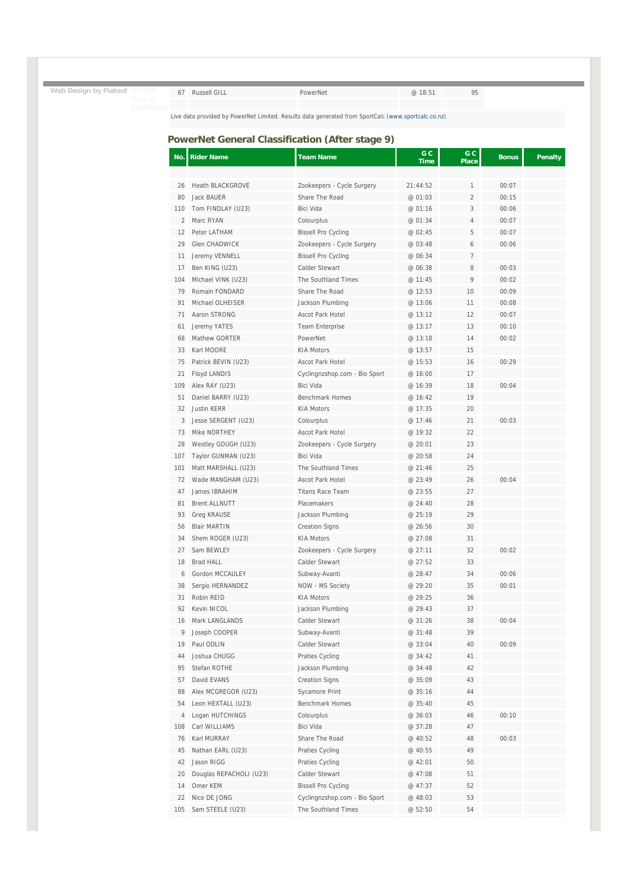| 67 | Russell GILL | PowerNet | @ 18:51 | 95 |
|---|---|---|---|---|

Live data provided by PowerNet Limited. Results data generated from SportCalc (www.sportcalc.co.nz)

## PowerNet General Classification (After stage 9)

| No. | Rider Name | Team Name | G C Time | G C Place | Bonus | Penalty |
|---|---|---|---|---|---|---|
| 26 | Heath BLACKGROVE | Zookeepers - Cycle Surgery | 21:44:52 | 1 | 00:07 | |
| 80 | Jack BAUER | Share The Road | @ 01:03 | 2 | 00:15 | |
| 110 | Tom FINDLAY (U23) | Bici Vida | @ 01:16 | 3 | 00:06 | |
| 2 | Marc RYAN | Colourplus | @ 01:34 | 4 | 00:07 | |
| 12 | Peter LATHAM | Bissell Pro Cycling | @ 02:45 | 5 | 00:07 | |
| 29 | Glen CHADWICK | Zookeepers - Cycle Surgery | @ 03:48 | 6 | 00:06 | |
| 11 | Jeremy VENNELL | Bissell Pro Cycling | @ 06:34 | 7 | | |
| 17 | Ben KING (U23) | Calder Stewart | @ 06:38 | 8 | 00:03 | |
| 104 | Michael VINK (U23) | The Southland Times | @ 11:45 | 9 | 00:02 | |
| 79 | Romain FONDARD | Share The Road | @ 12:53 | 10 | 00:09 | |
| 91 | Michael OLHEISER | Jackson Plumbing | @ 13:06 | 11 | 00:08 | |
| 71 | Aaron STRONG | Ascot Park Hotel | @ 13:12 | 12 | 00:07 | |
| 61 | Jeremy YATES | Team Enterprise | @ 13:17 | 13 | 00:10 | |
| 68 | Mathew GORTER | PowerNet | @ 13:18 | 14 | 00:02 | |
| 33 | Karl MOORE | KIA Motors | @ 13:57 | 15 | | |
| 75 | Patrick BEVIN (U23) | Ascot Park Hotel | @ 15:53 | 16 | 00:29 | |
| 21 | Floyd LANDIS | Cyclingnzshop.com - Bio Sport | @ 16:00 | 17 | | |
| 109 | Alex RAY (U23) | Bici Vida | @ 16:39 | 18 | 00:04 | |
| 51 | Daniel BARRY (U23) | Benchmark Homes | @ 16:42 | 19 | | |
| 32 | Justin KERR | KIA Motors | @ 17:35 | 20 | | |
| 3 | Jesse SERGENT (U23) | Colourplus | @ 17:46 | 21 | 00:03 | |
| 73 | Mike NORTHEY | Ascot Park Hotel | @ 19:32 | 22 | | |
| 28 | Westley GOUGH (U23) | Zookeepers - Cycle Surgery | @ 20:01 | 23 | | |
| 107 | Taylor GUNMAN (U23) | Bici Vida | @ 20:58 | 24 | | |
| 101 | Matt MARSHALL (U23) | The Southland Times | @ 21:46 | 25 | | |
| 72 | Wade MANGHAM (U23) | Ascot Park Hotel | @ 23:49 | 26 | 00:04 | |
| 47 | James IBRAHIM | Titans Race Team | @ 23:55 | 27 | | |
| 81 | Brent ALLNUTT | Placemakers | @ 24:40 | 28 | | |
| 93 | Greg KRAUSE | Jackson Plumbing | @ 25:19 | 29 | | |
| 56 | Blair MARTIN | Creation Signs | @ 26:56 | 30 | | |
| 34 | Shem ROGER (U23) | KIA Motors | @ 27:08 | 31 | | |
| 27 | Sam BEWLEY | Zookeepers - Cycle Surgery | @ 27:11 | 32 | 00:02 | |
| 18 | Brad HALL | Calder Stewart | @ 27:52 | 33 | | |
| 6 | Gordon MCCAULEY | Subway-Avanti | @ 28:47 | 34 | 00:06 | |
| 38 | Sergio HERNANDEZ | NOW - MS Society | @ 29:20 | 35 | 00:01 | |
| 31 | Robin REID | KIA Motors | @ 29:25 | 36 | | |
| 92 | Kevin NICOL | Jackson Plumbing | @ 29:43 | 37 | | |
| 16 | Mark LANGLANDS | Calder Stewart | @ 31:26 | 38 | 00:04 | |
| 9 | Joseph COOPER | Subway-Avanti | @ 31:48 | 39 | | |
| 19 | Paul ODLIN | Calder Stewart | @ 33:04 | 40 | 00:09 | |
| 44 | Joshua CHUGG | Praties Cycling | @ 34:42 | 41 | | |
| 95 | Stefan ROTHE | Jackson Plumbing | @ 34:48 | 42 | | |
| 57 | David EVANS | Creation Signs | @ 35:09 | 43 | | |
| 88 | Alex MCGREGOR (U23) | Sycamore Print | @ 35:16 | 44 | | |
| 54 | Leon HEXTALL (U23) | Benchmark Homes | @ 35:40 | 45 | | |
| 4 | Logan HUTCHINGS | Colourplus | @ 36:03 | 46 | 00:10 | |
| 108 | Carl WILLIAMS | Bici Vida | @ 37:28 | 47 | | |
| 76 | Karl MURRAY | Share The Road | @ 40:52 | 48 | 00:03 | |
| 45 | Nathan EARL (U23) | Praties Cycling | @ 40:55 | 49 | | |
| 42 | Jason RIGG | Praties Cycling | @ 42:01 | 50 | | |
| 20 | Douglas REPACHOLI (U23) | Calder Stewart | @ 47:08 | 51 | | |
| 14 | Omer KEM | Bissell Pro Cycling | @ 47:37 | 52 | | |
| 22 | Nico DE JONG | Cyclingnzshop.com - Bio Sport | @ 48:03 | 53 | | |
| 105 | Sam STEELE (U23) | The Southland Times | @ 52:50 | 54 | | |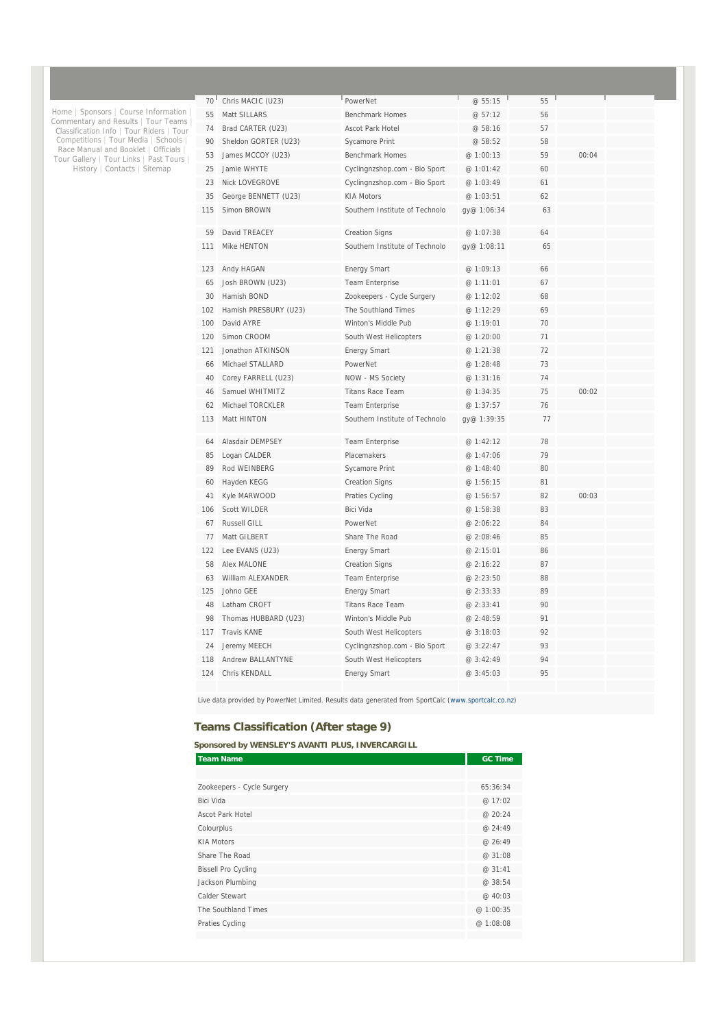Home | Sponsors | Course Information | Commentary and Results | Tour Teams | Classification Info | Tour Riders | Tour Competitions | Tour Media | Schools | Race Manual and Booklet | Officials | Tour Gallery | Tour Links | Past Tours | History | Contacts | Sitemap

| | | | | | | |
|---|---|---|---|---|---|---|
| 70 | Chris MACIC (U23) | PowerNet | @ 55:15 | 55 | | |
| 55 | Matt SILLARS | Benchmark Homes | @ 57:12 | 56 | | |
| 74 | Brad CARTER (U23) | Ascot Park Hotel | @ 58:16 | 57 | | |
| 90 | Sheldon GORTER (U23) | Sycamore Print | @ 58:52 | 58 | | |
| 53 | James MCCOY (U23) | Benchmark Homes | @ 1:00:13 | 59 | 00:04 | |
| 25 | Jamie WHYTE | Cyclingnzshop.com - Bio Sport | @ 1:01:42 | 60 | | |
| 23 | Nick LOVEGROVE | Cyclingnzshop.com - Bio Sport | @ 1:03:49 | 61 | | |
| 35 | George BENNETT (U23) | KIA Motors | @ 1:03:51 | 62 | | |
| 115 | Simon BROWN | Southern Institute of Technolo | gy@ 1:06:34 | 63 | | |
| 59 | David TREACEY | Creation Signs | @ 1:07:38 | 64 | | |
| 111 | Mike HENTON | Southern Institute of Technolo | gy@ 1:08:11 | 65 | | |
| 123 | Andy HAGAN | Energy Smart | @ 1:09:13 | 66 | | |
| 65 | Josh BROWN (U23) | Team Enterprise | @ 1:11:01 | 67 | | |
| 30 | Hamish BOND | Zookeepers - Cycle Surgery | @ 1:12:02 | 68 | | |
| 102 | Hamish PRESBURY (U23) | The Southland Times | @ 1:12:29 | 69 | | |
| 100 | David AYRE | Winton's Middle Pub | @ 1:19:01 | 70 | | |
| 120 | Simon CROOM | South West Helicopters | @ 1:20:00 | 71 | | |
| 121 | Jonathon ATKINSON | Energy Smart | @ 1:21:38 | 72 | | |
| 66 | Michael STALLARD | PowerNet | @ 1:28:48 | 73 | | |
| 40 | Corey FARRELL (U23) | NOW - MS Society | @ 1:31:16 | 74 | | |
| 46 | Samuel WHITMITZ | Titans Race Team | @ 1:34:35 | 75 | 00:02 | |
| 62 | Michael TORCKLER | Team Enterprise | @ 1:37:57 | 76 | | |
| 113 | Matt HINTON | Southern Institute of Technolo | gy@ 1:39:35 | 77 | | |
| 64 | Alasdair DEMPSEY | Team Enterprise | @ 1:42:12 | 78 | | |
| 85 | Logan CALDER | Placemakers | @ 1:47:06 | 79 | | |
| 89 | Rod WEINBERG | Sycamore Print | @ 1:48:40 | 80 | | |
| 60 | Hayden KEGG | Creation Signs | @ 1:56:15 | 81 | | |
| 41 | Kyle MARWOOD | Praties Cycling | @ 1:56:57 | 82 | 00:03 | |
| 106 | Scott WILDER | Bici Vida | @ 1:58:38 | 83 | | |
| 67 | Russell GILL | PowerNet | @ 2:06:22 | 84 | | |
| 77 | Matt GILBERT | Share The Road | @ 2:08:46 | 85 | | |
| 122 | Lee EVANS (U23) | Energy Smart | @ 2:15:01 | 86 | | |
| 58 | Alex MALONE | Creation Signs | @ 2:16:22 | 87 | | |
| 63 | William ALEXANDER | Team Enterprise | @ 2:23:50 | 88 | | |
| 125 | Johno GEE | Energy Smart | @ 2:33:33 | 89 | | |
| 48 | Latham CROFT | Titans Race Team | @ 2:33:41 | 90 | | |
| 98 | Thomas HUBBARD (U23) | Winton's Middle Pub | @ 2:48:59 | 91 | | |
| 117 | Travis KANE | South West Helicopters | @ 3:18:03 | 92 | | |
| 24 | Jeremy MEECH | Cyclingnzshop.com - Bio Sport | @ 3:22:47 | 93 | | |
| 118 | Andrew BALLANTYNE | South West Helicopters | @ 3:42:49 | 94 | | |
| 124 | Chris KENDALL | Energy Smart | @ 3:45:03 | 95 | | |

Live data provided by PowerNet Limited. Results data generated from SportCalc (www.sportcalc.co.nz)

## Teams Classification (After stage 9)

**Sponsored by WENSLEY'S AVANTI PLUS, INVERCARGILL**

| Team Name | GC Time |
|---|---|
| Zookeepers - Cycle Surgery | 65:36:34 |
| Bici Vida | @ 17:02 |
| Ascot Park Hotel | @ 20:24 |
| Colourplus | @ 24:49 |
| KIA Motors | @ 26:49 |
| Share The Road | @ 31:08 |
| Bissell Pro Cycling | @ 31:41 |
| Jackson Plumbing | @ 38:54 |
| Calder Stewart | @ 40:03 |
| The Southland Times | @ 1:00:35 |
| Praties Cycling | @ 1:08:08 |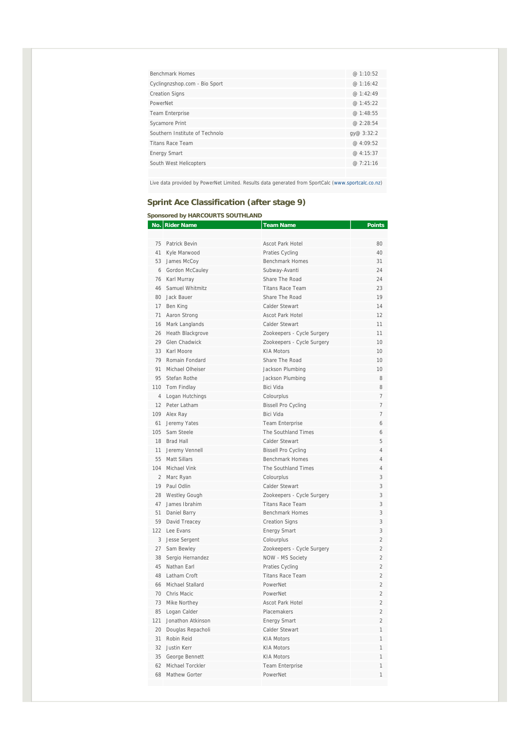| | |
|---|---|
| Benchmark Homes | @ 1:10:52 |
| Cyclingnzshop.com - Bio Sport | @ 1:16:42 |
| Creation Signs | @ 1:42:49 |
| PowerNet | @ 1:45:22 |
| Team Enterprise | @ 1:48:55 |
| Sycamore Print | @ 2:28:54 |
| Southern Institute of Technolo | gy@ 3:32:2 |
| Titans Race Team | @ 4:09:52 |
| Energy Smart | @ 4:15:37 |
| South West Helicopters | @ 7:21:16 |

Live data provided by PowerNet Limited. Results data generated from SportCalc (www.sportcalc.co.nz)

## Sprint Ace Classification (after stage 9)

**Sponsored by HARCOURTS SOUTHLAND**

| No. | Rider Name | Team Name | Points |
|---|---|---|---|
| 75 | Patrick Bevin | Ascot Park Hotel | 80 |
| 41 | Kyle Marwood | Praties Cycling | 40 |
| 53 | James McCoy | Benchmark Homes | 31 |
| 6 | Gordon McCauley | Subway-Avanti | 24 |
| 76 | Karl Murray | Share The Road | 24 |
| 46 | Samuel Whitmitz | Titans Race Team | 23 |
| 80 | Jack Bauer | Share The Road | 19 |
| 17 | Ben King | Calder Stewart | 14 |
| 71 | Aaron Strong | Ascot Park Hotel | 12 |
| 16 | Mark Langlands | Calder Stewart | 11 |
| 26 | Heath Blackgrove | Zookeepers - Cycle Surgery | 11 |
| 29 | Glen Chadwick | Zookeepers - Cycle Surgery | 10 |
| 33 | Karl Moore | KIA Motors | 10 |
| 79 | Romain Fondard | Share The Road | 10 |
| 91 | Michael Olheiser | Jackson Plumbing | 10 |
| 95 | Stefan Rothe | Jackson Plumbing | 8 |
| 110 | Tom Findlay | Bici Vida | 8 |
| 4 | Logan Hutchings | Colourplus | 7 |
| 12 | Peter Latham | Bissell Pro Cycling | 7 |
| 109 | Alex Ray | Bici Vida | 7 |
| 61 | Jeremy Yates | Team Enterprise | 6 |
| 105 | Sam Steele | The Southland Times | 6 |
| 18 | Brad Hall | Calder Stewart | 5 |
| 11 | Jeremy Vennell | Bissell Pro Cycling | 4 |
| 55 | Matt Sillars | Benchmark Homes | 4 |
| 104 | Michael Vink | The Southland Times | 4 |
| 2 | Marc Ryan | Colourplus | 3 |
| 19 | Paul Odlin | Calder Stewart | 3 |
| 28 | Westley Gough | Zookeepers - Cycle Surgery | 3 |
| 47 | James Ibrahim | Titans Race Team | 3 |
| 51 | Daniel Barry | Benchmark Homes | 3 |
| 59 | David Treacey | Creation Signs | 3 |
| 122 | Lee Evans | Energy Smart | 3 |
| 3 | Jesse Sergent | Colourplus | 2 |
| 27 | Sam Bewley | Zookeepers - Cycle Surgery | 2 |
| 38 | Sergio Hernandez | NOW - MS Society | 2 |
| 45 | Nathan Earl | Praties Cycling | 2 |
| 48 | Latham Croft | Titans Race Team | 2 |
| 66 | Michael Stallard | PowerNet | 2 |
| 70 | Chris Macic | PowerNet | 2 |
| 73 | Mike Northey | Ascot Park Hotel | 2 |
| 85 | Logan Calder | Placemakers | 2 |
| 121 | Jonathon Atkinson | Energy Smart | 2 |
| 20 | Douglas Repacholi | Calder Stewart | 1 |
| 31 | Robin Reid | KIA Motors | 1 |
| 32 | Justin Kerr | KIA Motors | 1 |
| 35 | George Bennett | KIA Motors | 1 |
| 62 | Michael Torckler | Team Enterprise | 1 |
| 68 | Mathew Gorter | PowerNet | 1 |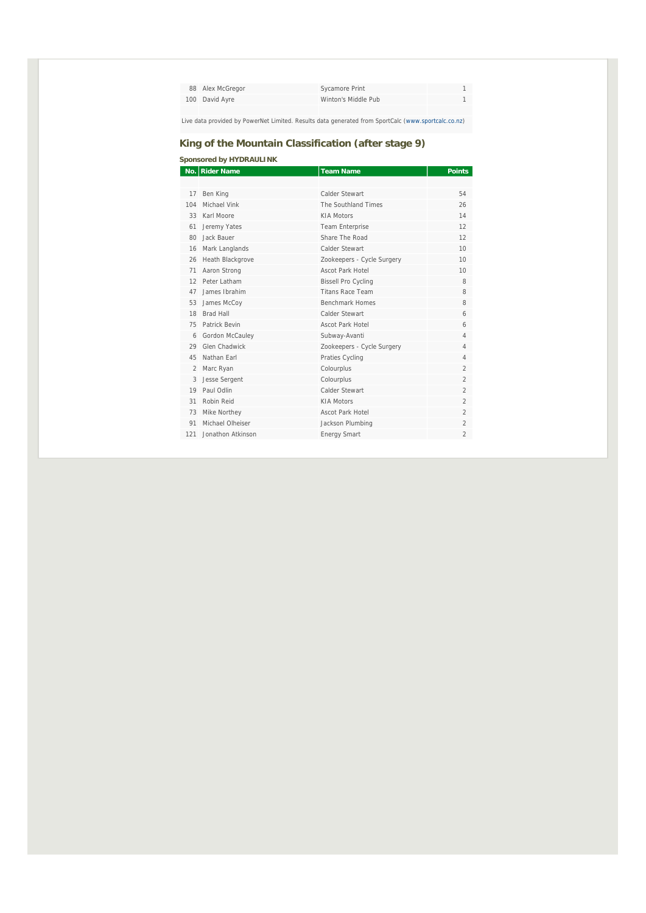| | | | |
|---|---|---|---|
| 88 | Alex McGregor | Sycamore Print | 1 |
| 100 | David Ayre | Winton's Middle Pub | 1 |

Live data provided by PowerNet Limited. Results data generated from SportCalc (www.sportcalc.co.nz)

## King of the Mountain Classification (after stage 9)

**Sponsored by HYDRAULINK**

| No. | Rider Name | Team Name | Points |
|---|---|---|---|
| 17 | Ben King | Calder Stewart | 54 |
| 104 | Michael Vink | The Southland Times | 26 |
| 33 | Karl Moore | KIA Motors | 14 |
| 61 | Jeremy Yates | Team Enterprise | 12 |
| 80 | Jack Bauer | Share The Road | 12 |
| 16 | Mark Langlands | Calder Stewart | 10 |
| 26 | Heath Blackgrove | Zookeepers - Cycle Surgery | 10 |
| 71 | Aaron Strong | Ascot Park Hotel | 10 |
| 12 | Peter Latham | Bissell Pro Cycling | 8 |
| 47 | James Ibrahim | Titans Race Team | 8 |
| 53 | James McCoy | Benchmark Homes | 8 |
| 18 | Brad Hall | Calder Stewart | 6 |
| 75 | Patrick Bevin | Ascot Park Hotel | 6 |
| 6 | Gordon McCauley | Subway-Avanti | 4 |
| 29 | Glen Chadwick | Zookeepers - Cycle Surgery | 4 |
| 45 | Nathan Earl | Praties Cycling | 4 |
| 2 | Marc Ryan | Colourplus | 2 |
| 3 | Jesse Sergent | Colourplus | 2 |
| 19 | Paul Odlin | Calder Stewart | 2 |
| 31 | Robin Reid | KIA Motors | 2 |
| 73 | Mike Northey | Ascot Park Hotel | 2 |
| 91 | Michael Olheiser | Jackson Plumbing | 2 |
| 121 | Jonathon Atkinson | Energy Smart | 2 |